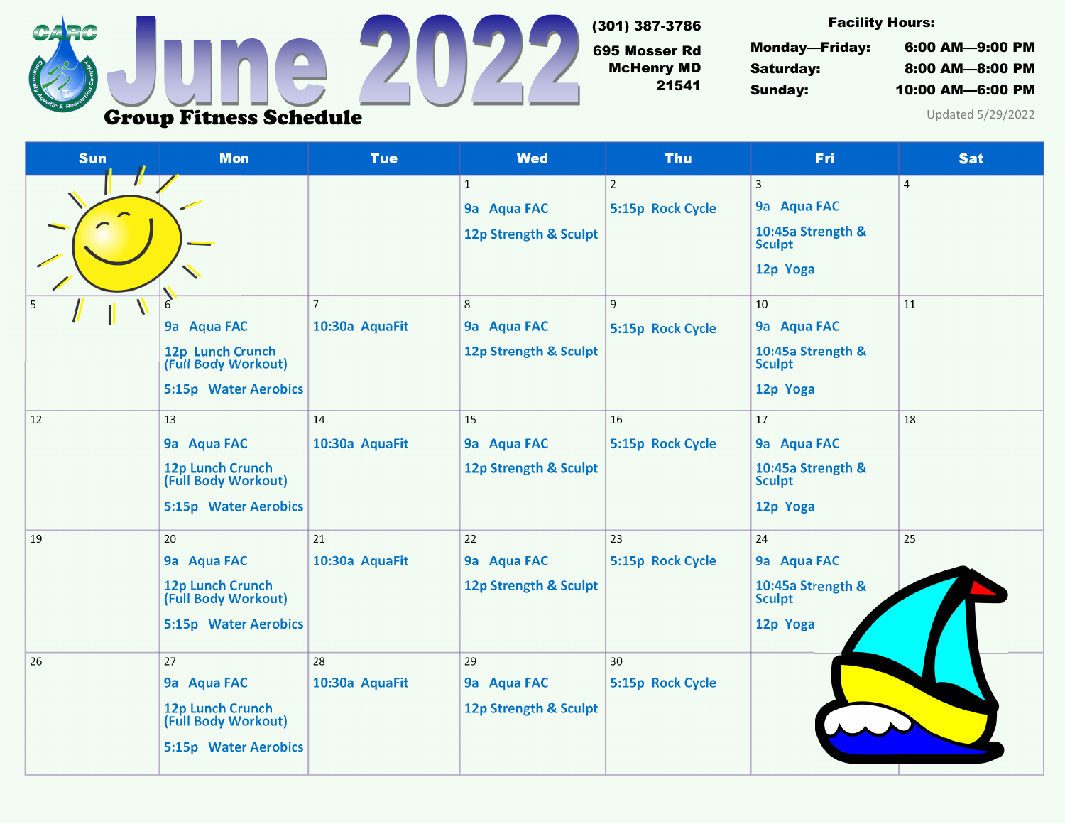# June 2022

## Group Fitness Schedule

CARC — Community Aquatic & Recreation Complex

(301) 387-3786
695 Mosser Rd
McHenry MD
21541

**Facility Hours:**

| | |
|---|---|
| **Monday—Friday:** | **6:00 AM—9:00 PM** |
| **Saturday:** | **8:00 AM—8:00 PM** |
| **Sunday:** | **10:00 AM—6:00 PM** |

Updated 5/29/2022

| Sun | Mon | Tue | Wed | Thu | Fri | Sat |
|---|---|---|---|---|---|---|
| | | | 1<br>9a Aqua FAC<br>12p Strength & Sculpt | 2<br>5:15p Rock Cycle | 3<br>9a Aqua FAC<br>10:45a Strength & Sculpt<br>12p Yoga | 4 |
| 5 | 6<br>9a Aqua FAC<br>12p Lunch Crunch (Full Body Workout)<br>5:15p Water Aerobics | 7<br>10:30a AquaFit | 8<br>9a Aqua FAC<br>12p Strength & Sculpt | 9<br>5:15p Rock Cycle | 10<br>9a Aqua FAC<br>10:45a Strength & Sculpt<br>12p Yoga | 11 |
| 12 | 13<br>9a Aqua FAC<br>12p Lunch Crunch (Full Body Workout)<br>5:15p Water Aerobics | 14<br>10:30a AquaFit | 15<br>9a Aqua FAC<br>12p Strength & Sculpt | 16<br>5:15p Rock Cycle | 17<br>9a Aqua FAC<br>10:45a Strength & Sculpt<br>12p Yoga | 18 |
| 19 | 20<br>9a Aqua FAC<br>12p Lunch Crunch (Full Body Workout)<br>5:15p Water Aerobics | 21<br>10:30a AquaFit | 22<br>9a Aqua FAC<br>12p Strength & Sculpt | 23<br>5:15p Rock Cycle | 24<br>9a Aqua FAC<br>10:45a Strength & Sculpt<br>12p Yoga | 25 |
| 26 | 27<br>9a Aqua FAC<br>12p Lunch Crunch (Full Body Workout)<br>5:15p Water Aerobics | 28<br>10:30a AquaFit | 29<br>9a Aqua FAC<br>12p Strength & Sculpt | 30<br>5:15p Rock Cycle | | |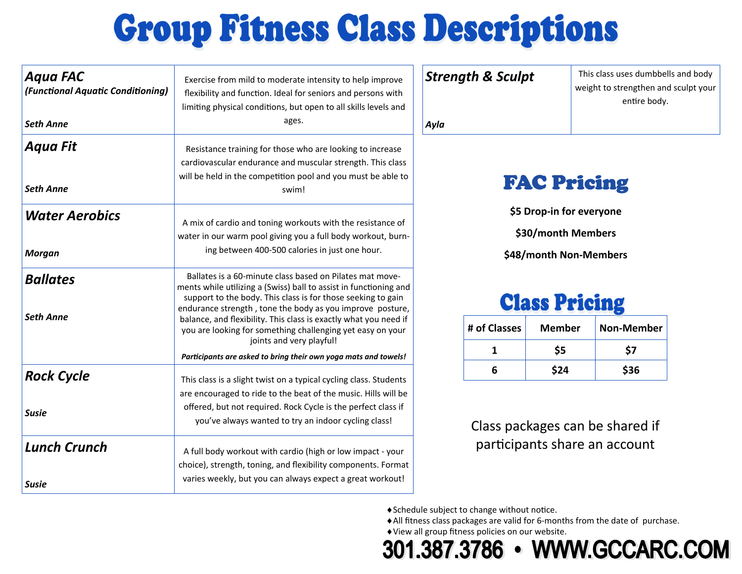# Group Fitness Class Descriptions

| | |
|---|---|
| ***Aqua FAC*** ***(Functional Aquatic Conditioning)*** ***Seth Anne*** | Exercise from mild to moderate intensity to help improve flexibility and function. Ideal for seniors and persons with limiting physical conditions, but open to all skills levels and ages. |
| ***Aqua Fit*** ***Seth Anne*** | Resistance training for those who are looking to increase cardiovascular endurance and muscular strength. This class will be held in the competition pool and you must be able to swim! |
| ***Water Aerobics*** ***Morgan*** | A mix of cardio and toning workouts with the resistance of water in our warm pool giving you a full body workout, burning between 400-500 calories in just one hour. |
| ***Ballates*** ***Seth Anne*** | Ballates is a 60-minute class based on Pilates mat movements while utilizing a (Swiss) ball to assist in functioning and support to the body. This class is for those seeking to gain endurance strength , tone the body as you improve posture, balance, and flexibility. This class is exactly what you need if you are looking for something challenging yet easy on your joints and very playful! ***Participants are asked to bring their own yoga mats and towels!*** |
| ***Rock Cycle*** ***Susie*** | This class is a slight twist on a typical cycling class. Students are encouraged to ride to the beat of the music. Hills will be offered, but not required. Rock Cycle is the perfect class if you've always wanted to try an indoor cycling class! |
| ***Lunch Crunch*** ***Susie*** | A full body workout with cardio (high or low impact - your choice), strength, toning, and flexibility components. Format varies weekly, but you can always expect a great workout! |
| ***Strength & Sculpt*** ***Ayla*** | This class uses dumbbells and body weight to strengthen and sculpt your entire body. |

## FAC Pricing

**$5 Drop-in for everyone**

**$30/month Members**

**$48/month Non-Members**

## Class Pricing

| # of Classes | Member | Non-Member |
|---|---|---|
| 1 | $5 | $7 |
| 6 | $24 | $36 |

Class packages can be shared if participants share an account

- Schedule subject to change without notice.
- All fitness class packages are valid for 6-months from the date of purchase.
- View all group fitness policies on our website.

**301.387.3786 • WWW.GCCARC.COM**